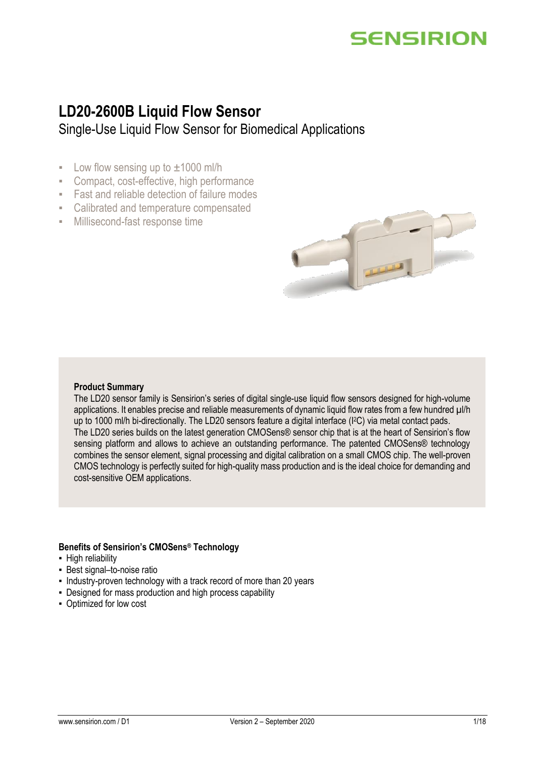# LD20-2600B Liquid Flow Sensor

## Single-Use Liquid Flow Sensor for Biomedical Applications

- Low flow sensing up to ±1000 ml/h
- Compact, cost-effective, high performance
- Fast and reliable detection of failure modes
- Calibrated and temperature compensated
- Millisecond-fast response time

**Product Summary**

The LD20 sensor family is Sensirion's series of digital single-use liquid flow sensors designed for high-volume applications. It enables precise and reliable measurements of dynamic liquid flow rates from a few hundred µl/h up to 1000 ml/h bi-directionally. The LD20 sensors feature a digital interface (I²C) via metal contact pads.

The LD20 series builds on the latest generation CMOSens® sensor chip that is at the heart of Sensirion's flow sensing platform and allows to achieve an outstanding performance. The patented CMOSens® technology combines the sensor element, signal processing and digital calibration on a small CMOS chip. The well-proven CMOS technology is perfectly suited for high-quality mass production and is the ideal choice for demanding and cost-sensitive OEM applications.

**Benefits of Sensirion's CMOSens® Technology**

- High reliability
- Best signal–to-noise ratio
- Industry-proven technology with a track record of more than 20 years
- Designed for mass production and high process capability
- Optimized for low cost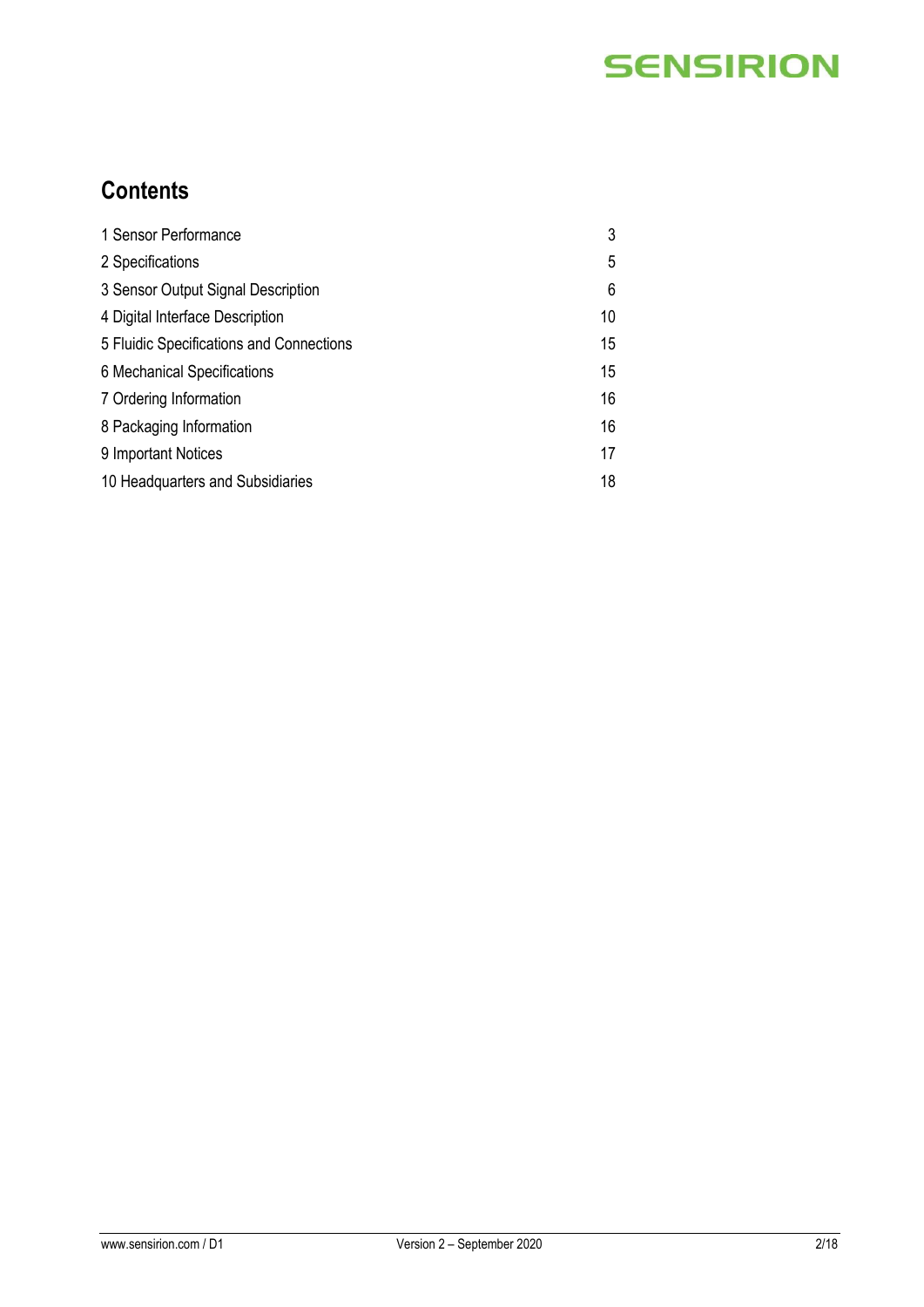## Contents

| | |
|---|---|
| 1 Sensor Performance | 3 |
| 2 Specifications | 5 |
| 3 Sensor Output Signal Description | 6 |
| 4 Digital Interface Description | 10 |
| 5 Fluidic Specifications and Connections | 15 |
| 6 Mechanical Specifications | 15 |
| 7 Ordering Information | 16 |
| 8 Packaging Information | 16 |
| 9 Important Notices | 17 |
| 10 Headquarters and Subsidiaries | 18 |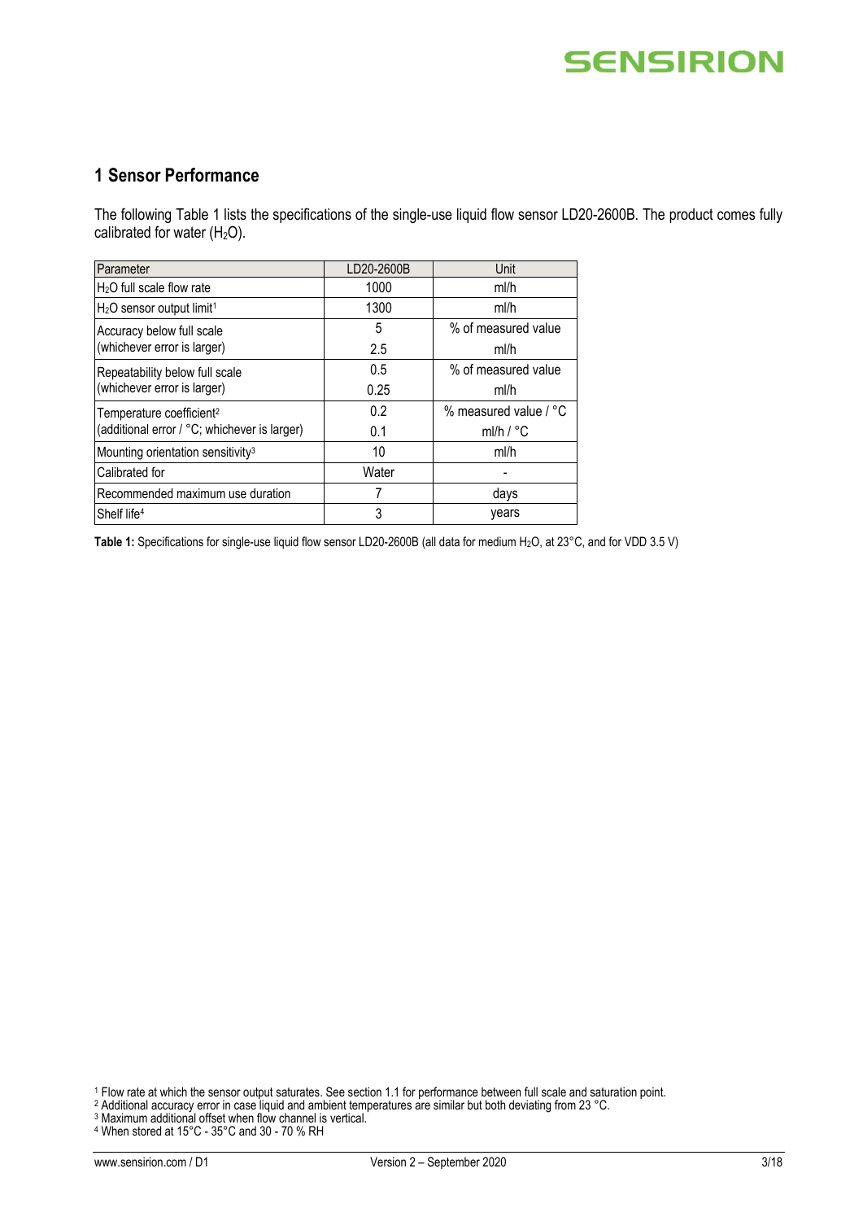## 1 Sensor Performance

The following Table 1 lists the specifications of the single-use liquid flow sensor LD20-2600B. The product comes fully calibrated for water ($H_2O$).

| Parameter | LD20-2600B | Unit |
|---|---|---|
| $H_2O$ full scale flow rate | 1000 | ml/h |
| $H_2O$ sensor output limit[1] | 1300 | ml/h |
| Accuracy below full scale (whichever error is larger) | 5<br>2.5 | % of measured value<br>ml/h |
| Repeatability below full scale (whichever error is larger) | 0.5<br>0.25 | % of measured value<br>ml/h |
| Temperature coefficient[2] (additional error / °C; whichever is larger) | 0.2<br>0.1 | % measured value / °C<br>ml/h / °C |
| Mounting orientation sensitivity[3] | 10 | ml/h |
| Calibrated for | Water | - |
| Recommended maximum use duration | 7 | days |
| Shelf life[4] | 3 | years |

**Table 1:** Specifications for single-use liquid flow sensor LD20-2600B (all data for medium $H_2O$, at 23°C, and for VDD 3.5 V)

[1] Flow rate at which the sensor output saturates. See section 1.1 for performance between full scale and saturation point.
[2] Additional accuracy error in case liquid and ambient temperatures are similar but both deviating from 23 °C.
[3] Maximum additional offset when flow channel is vertical.
[4] When stored at 15°C - 35°C and 30 - 70 % RH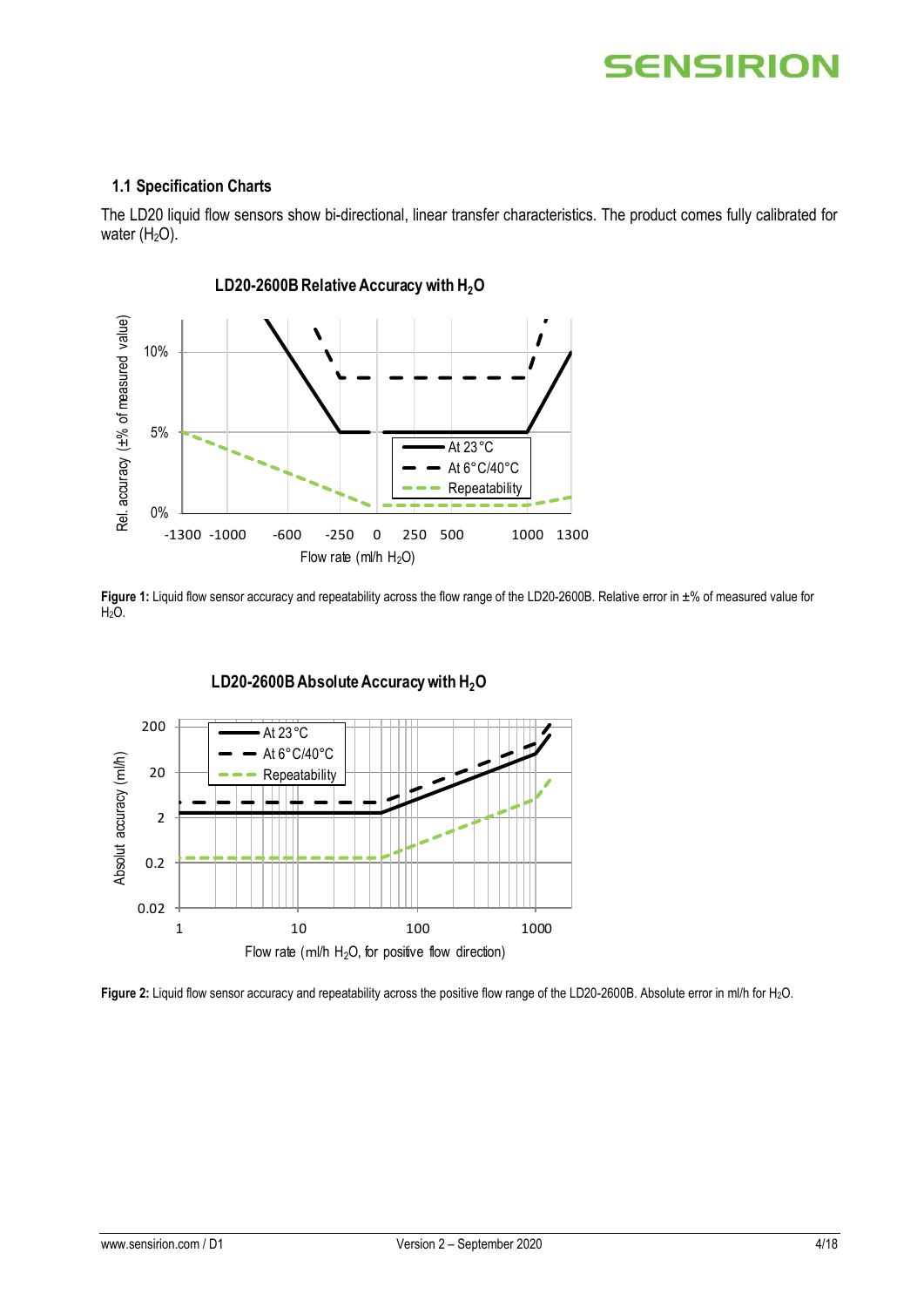### 1.1 Specification Charts

The LD20 liquid flow sensors show bi-directional, linear transfer characteristics. The product comes fully calibrated for water ($H_2O$).

**Figure 1:** Liquid flow sensor accuracy and repeatability across the flow range of the LD20-2600B. Relative error in ±% of measured value for $H_2O$.

**Figure 2:** Liquid flow sensor accuracy and repeatability across the positive flow range of the LD20-2600B. Absolute error in ml/h for $H_2O$.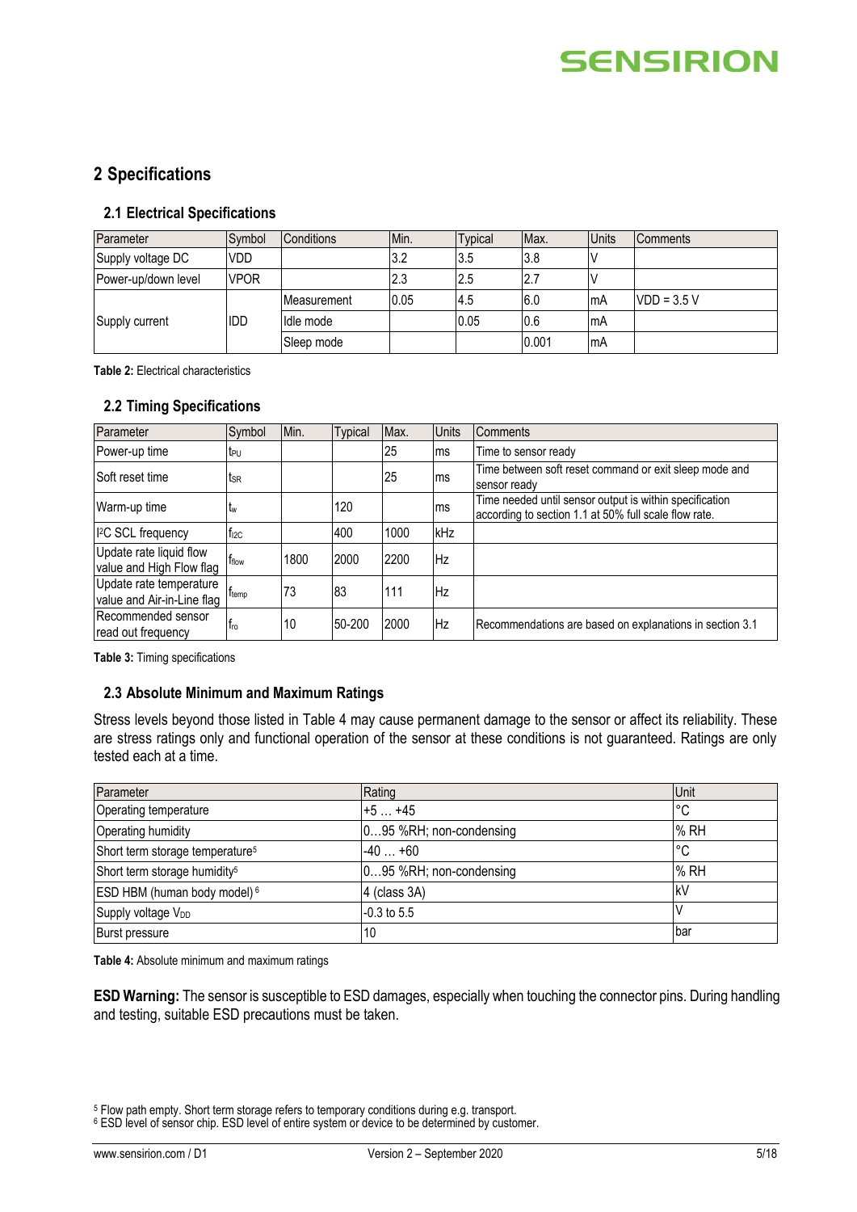## 2 Specifications

### 2.1 Electrical Specifications

| Parameter | Symbol | Conditions | Min. | Typical | Max. | Units | Comments |
|---|---|---|---|---|---|---|---|
| Supply voltage DC | VDD | | 3.2 | 3.5 | 3.8 | V | |
| Power-up/down level | VPOR | | 2.3 | 2.5 | 2.7 | V | |
| Supply current | IDD | Measurement | 0.05 | 4.5 | 6.0 | mA | VDD = 3.5 V |
| | | Idle mode | | 0.05 | 0.6 | mA | |
| | | Sleep mode | | | 0.001 | mA | |

**Table 2:** Electrical characteristics

### 2.2 Timing Specifications

| Parameter | Symbol | Min. | Typical | Max. | Units | Comments |
|---|---|---|---|---|---|---|
| Power-up time | $t_{PU}$ | | | 25 | ms | Time to sensor ready |
| Soft reset time | $t_{SR}$ | | | 25 | ms | Time between soft reset command or exit sleep mode and sensor ready |
| Warm-up time | $t_w$ | | 120 | | ms | Time needed until sensor output is within specification according to section 1.1 at 50% full scale flow rate. |
| I²C SCL frequency | $f_{I2C}$ | | 400 | 1000 | kHz | |
| Update rate liquid flow value and High Flow flag | $f_{flow}$ | 1800 | 2000 | 2200 | Hz | |
| Update rate temperature value and Air-in-Line flag | $f_{temp}$ | 73 | 83 | 111 | Hz | |
| Recommended sensor read out frequency | $f_{ro}$ | 10 | 50-200 | 2000 | Hz | Recommendations are based on explanations in section 3.1 |

**Table 3:** Timing specifications

### 2.3 Absolute Minimum and Maximum Ratings

Stress levels beyond those listed in Table 4 may cause permanent damage to the sensor or affect its reliability. These are stress ratings only and functional operation of the sensor at these conditions is not guaranteed. Ratings are only tested each at a time.

| Parameter | Rating | Unit |
|---|---|---|
| Operating temperature | +5 … +45 | °C |
| Operating humidity | 0…95 %RH; non-condensing | % RH |
| Short term storage temperature[5] | -40 … +60 | °C |
| Short term storage humidity[5] | 0…95 %RH; non-condensing | % RH |
| ESD HBM (human body model)[6] | 4 (class 3A) | kV |
| Supply voltage $V_{DD}$ | -0.3 to 5.5 | V |
| Burst pressure | 10 | bar |

**Table 4:** Absolute minimum and maximum ratings

**ESD Warning:** The sensor is susceptible to ESD damages, especially when touching the connector pins. During handling and testing, suitable ESD precautions must be taken.

[5] Flow path empty. Short term storage refers to temporary conditions during e.g. transport.
[6] ESD level of sensor chip. ESD level of entire system or device to be determined by customer.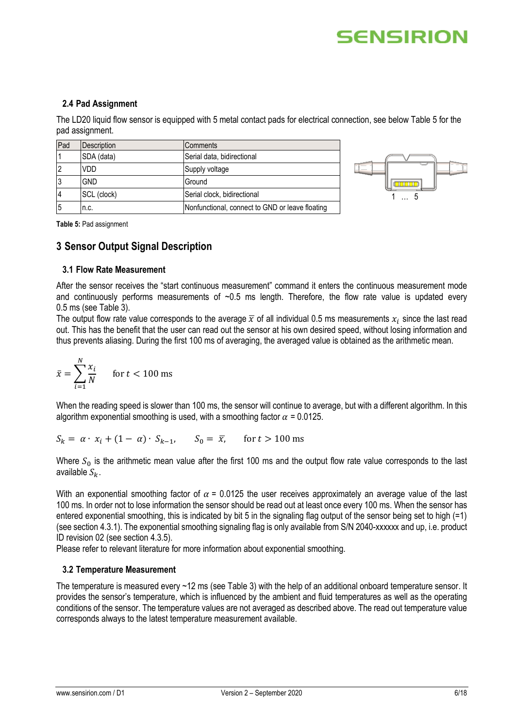### 2.4 Pad Assignment

The LD20 liquid flow sensor is equipped with 5 metal contact pads for electrical connection, see below Table 5 for the pad assignment.

| Pad | Description | Comments |
|---|---|---|
| 1 | SDA (data) | Serial data, bidirectional |
| 2 | VDD | Supply voltage |
| 3 | GND | Ground |
| 4 | SCL (clock) | Serial clock, bidirectional |
| 5 | n.c. | Nonfunctional, connect to GND or leave floating |

**Table 5:** Pad assignment

## 3 Sensor Output Signal Description

### 3.1 Flow Rate Measurement

After the sensor receives the "start continuous measurement" command it enters the continuous measurement mode and continuously performs measurements of ~0.5 ms length. Therefore, the flow rate value is updated every 0.5 ms (see Table 3).

The output flow rate value corresponds to the average $\bar{x}$ of all individual 0.5 ms measurements $x_i$ since the last read out. This has the benefit that the user can read out the sensor at his own desired speed, without losing information and thus prevents aliasing. During the first 100 ms of averaging, the averaged value is obtained as the arithmetic mean.

$$\bar{x} = \sum_{i=1}^{N} \frac{x_i}{N} \qquad \text{for } t < 100 \text{ ms}$$

When the reading speed is slower than 100 ms, the sensor will continue to average, but with a different algorithm. In this algorithm exponential smoothing is used, with a smoothing factor $\alpha$ = 0.0125.

$$S_k = \alpha \cdot x_i + (1 - \alpha) \cdot S_{k-1}, \qquad S_0 = \bar{x}, \qquad \text{for } t > 100 \text{ ms}$$

Where $S_0$ is the arithmetic mean value after the first 100 ms and the output flow rate value corresponds to the last available $S_k$.

With an exponential smoothing factor of $\alpha$ = 0.0125 the user receives approximately an average value of the last 100 ms. In order not to lose information the sensor should be read out at least once every 100 ms. When the sensor has entered exponential smoothing, this is indicated by bit 5 in the signaling flag output of the sensor being set to high (=1) (see section 4.3.1). The exponential smoothing signaling flag is only available from S/N 2040-xxxxxx and up, i.e. product ID revision 02 (see section 4.3.5).

Please refer to relevant literature for more information about exponential smoothing.

### 3.2 Temperature Measurement

The temperature is measured every ~12 ms (see Table 3) with the help of an additional onboard temperature sensor. It provides the sensor's temperature, which is influenced by the ambient and fluid temperatures as well as the operating conditions of the sensor. The temperature values are not averaged as described above. The read out temperature value corresponds always to the latest temperature measurement available.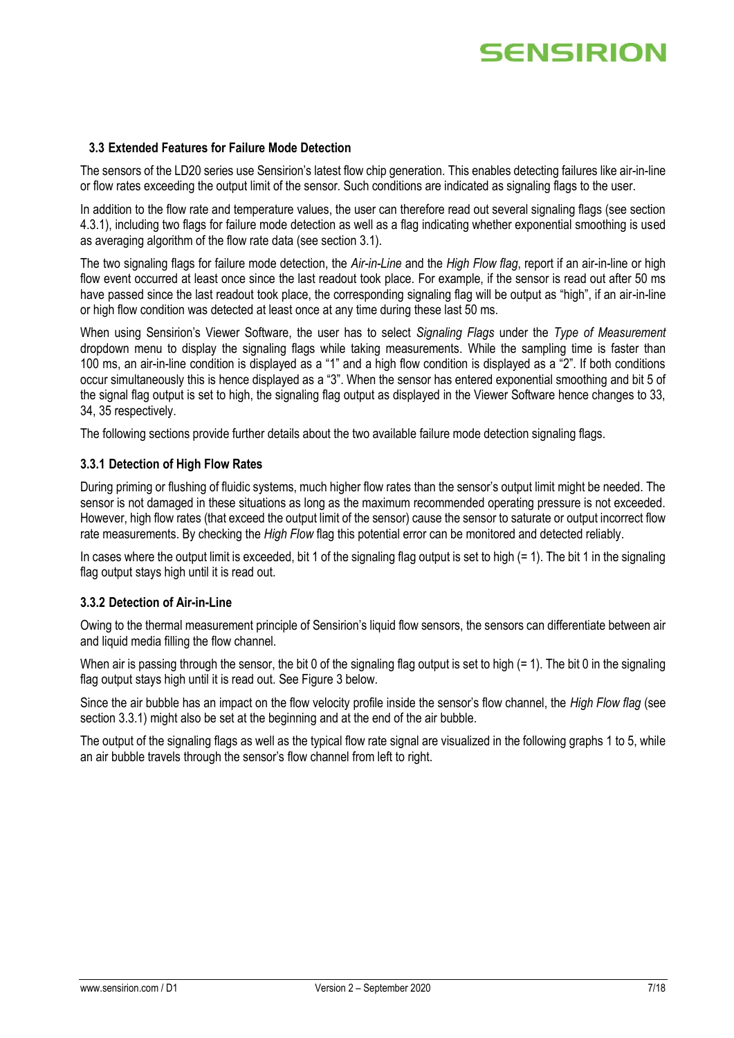### 3.3 Extended Features for Failure Mode Detection

The sensors of the LD20 series use Sensirion's latest flow chip generation. This enables detecting failures like air-in-line or flow rates exceeding the output limit of the sensor. Such conditions are indicated as signaling flags to the user.

In addition to the flow rate and temperature values, the user can therefore read out several signaling flags (see section 4.3.1), including two flags for failure mode detection as well as a flag indicating whether exponential smoothing is used as averaging algorithm of the flow rate data (see section 3.1).

The two signaling flags for failure mode detection, the *Air-in-Line* and the *High Flow flag*, report if an air-in-line or high flow event occurred at least once since the last readout took place. For example, if the sensor is read out after 50 ms have passed since the last readout took place, the corresponding signaling flag will be output as "high", if an air-in-line or high flow condition was detected at least once at any time during these last 50 ms.

When using Sensirion's Viewer Software, the user has to select *Signaling Flags* under the *Type of Measurement* dropdown menu to display the signaling flags while taking measurements. While the sampling time is faster than 100 ms, an air-in-line condition is displayed as a "1" and a high flow condition is displayed as a "2". If both conditions occur simultaneously this is hence displayed as a "3". When the sensor has entered exponential smoothing and bit 5 of the signal flag output is set to high, the signaling flag output as displayed in the Viewer Software hence changes to 33, 34, 35 respectively.

The following sections provide further details about the two available failure mode detection signaling flags.

#### 3.3.1 Detection of High Flow Rates

During priming or flushing of fluidic systems, much higher flow rates than the sensor's output limit might be needed. The sensor is not damaged in these situations as long as the maximum recommended operating pressure is not exceeded. However, high flow rates (that exceed the output limit of the sensor) cause the sensor to saturate or output incorrect flow rate measurements. By checking the *High Flow* flag this potential error can be monitored and detected reliably.

In cases where the output limit is exceeded, bit 1 of the signaling flag output is set to high (= 1). The bit 1 in the signaling flag output stays high until it is read out.

#### 3.3.2 Detection of Air-in-Line

Owing to the thermal measurement principle of Sensirion's liquid flow sensors, the sensors can differentiate between air and liquid media filling the flow channel.

When air is passing through the sensor, the bit 0 of the signaling flag output is set to high (= 1). The bit 0 in the signaling flag output stays high until it is read out. See Figure 3 below.

Since the air bubble has an impact on the flow velocity profile inside the sensor's flow channel, the *High Flow flag* (see section 3.3.1) might also be set at the beginning and at the end of the air bubble.

The output of the signaling flags as well as the typical flow rate signal are visualized in the following graphs 1 to 5, while an air bubble travels through the sensor's flow channel from left to right.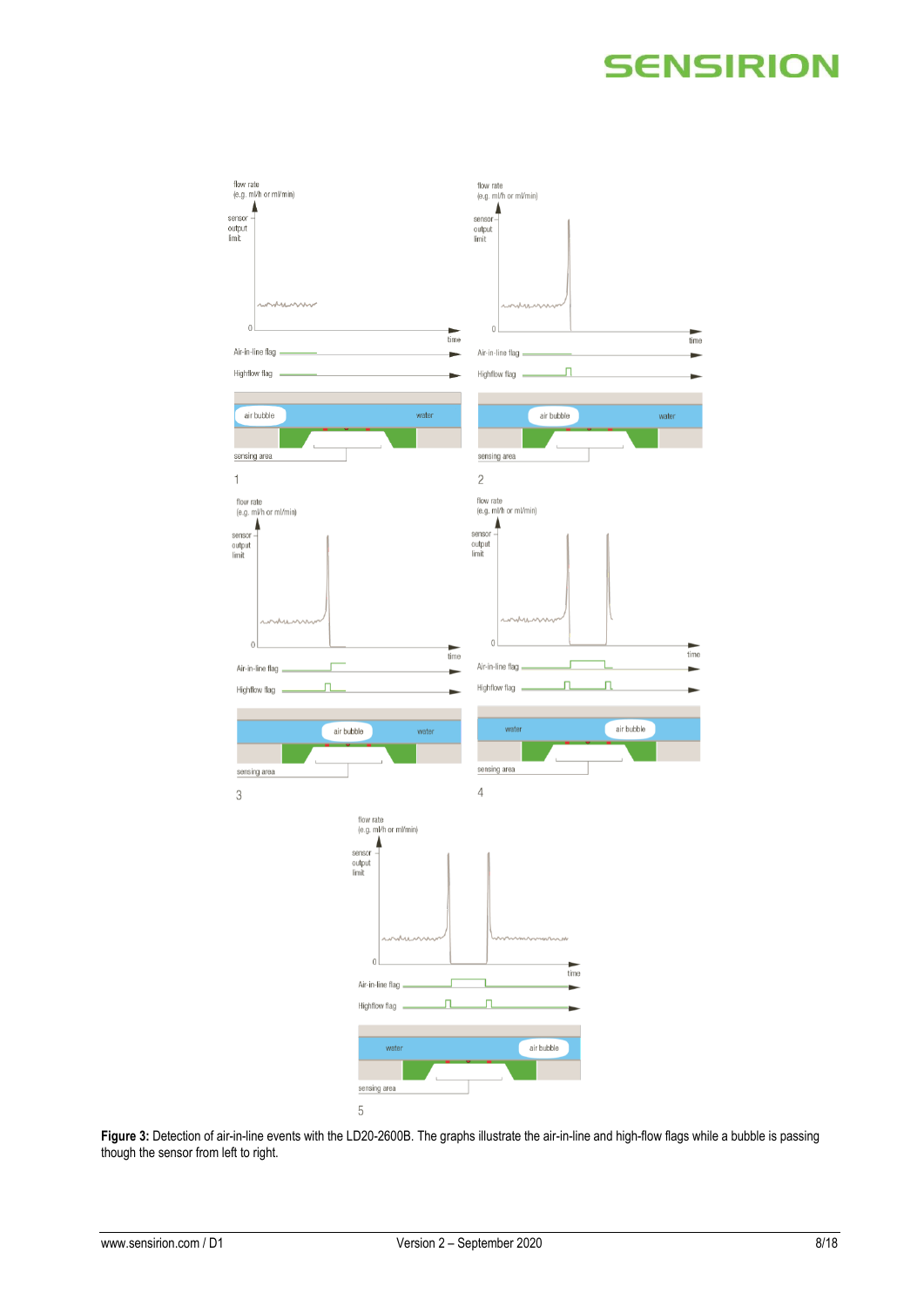**Figure 3:** Detection of air-in-line events with the LD20-2600B. The graphs illustrate the air-in-line and high-flow flags while a bubble is passing though the sensor from left to right.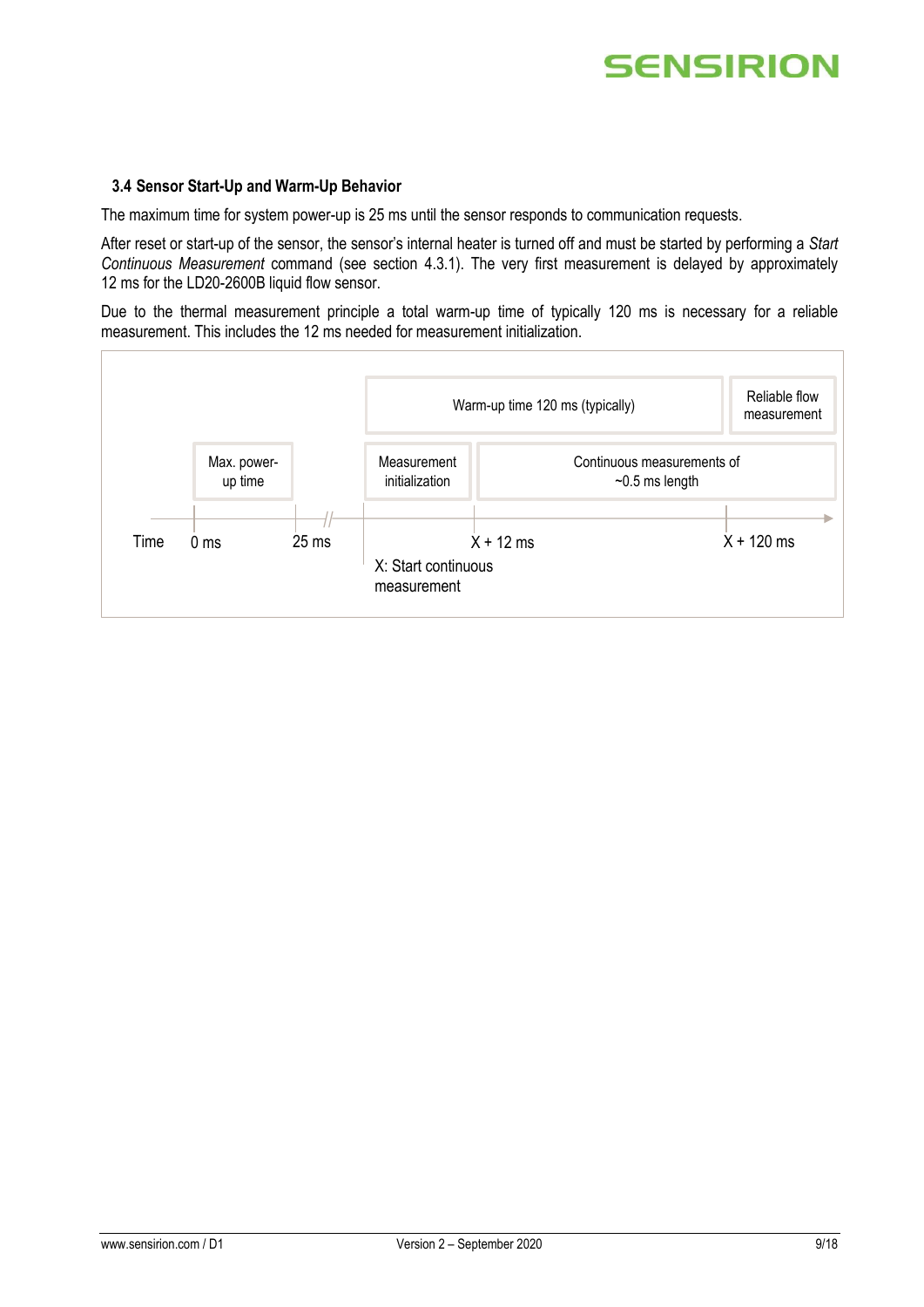### 3.4 Sensor Start-Up and Warm-Up Behavior

The maximum time for system power-up is 25 ms until the sensor responds to communication requests.

After reset or start-up of the sensor, the sensor's internal heater is turned off and must be started by performing a *Start Continuous Measurement* command (see section 4.3.1). The very first measurement is delayed by approximately 12 ms for the LD20-2600B liquid flow sensor.

Due to the thermal measurement principle a total warm-up time of typically 120 ms is necessary for a reliable measurement. This includes the 12 ms needed for measurement initialization.

Warm-up time 120 ms (typically)

Reliable flow measurement

Max. power-up time

Measurement initialization

Continuous measurements of ~0.5 ms length

Time 0 ms 25 ms X + 12 ms X + 120 ms

X: Start continuous measurement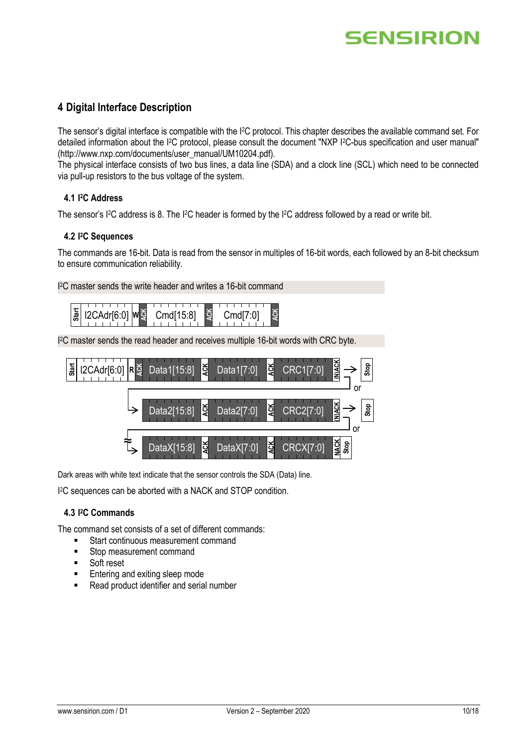## 4 Digital Interface Description

The sensor's digital interface is compatible with the I²C protocol. This chapter describes the available command set. For detailed information about the I²C protocol, please consult the document "NXP I²C-bus specification and user manual" (http://www.nxp.com/documents/user_manual/UM10204.pdf).
The physical interface consists of two bus lines, a data line (SDA) and a clock line (SCL) which need to be connected via pull-up resistors to the bus voltage of the system.

### 4.1 I²C Address

The sensor's I²C address is 8. The I²C header is formed by the I²C address followed by a read or write bit.

### 4.2 I²C Sequences

The commands are 16-bit. Data is read from the sensor in multiples of 16-bit words, each followed by an 8-bit checksum to ensure communication reliability.

I²C master sends the write header and writes a 16-bit command

| Start | I2CAdr[6:0] | W | ACK | Cmd[15:8] | ACK | Cmd[7:0] | ACK |
|---|---|---|---|---|---|---|---|

I²C master sends the read header and receives multiple 16-bit words with CRC byte.

| Start | I2CAdr[6:0] | R | ACK | Data1[15:8] | ACK | Data1[7:0] | ACK | CRC1[7:0] | (N)ACK | → Stop |
|---|---|---|---|---|---|---|---|---|---|---|

or

| Data2[15:8] | ACK | Data2[7:0] | ACK | CRC2[7:0] | (N)ACK | → Stop |
|---|---|---|---|---|---|---|

or

| ≈ | DataX[15:8] | ACK | DataX[7:0] | ACK | CRCX[7:0] | NACK | Stop |
|---|---|---|---|---|---|---|---|

Dark areas with white text indicate that the sensor controls the SDA (Data) line.

I²C sequences can be aborted with a NACK and STOP condition.

### 4.3 I²C Commands

The command set consists of a set of different commands:

- Start continuous measurement command
- Stop measurement command
- Soft reset
- Entering and exiting sleep mode
- Read product identifier and serial number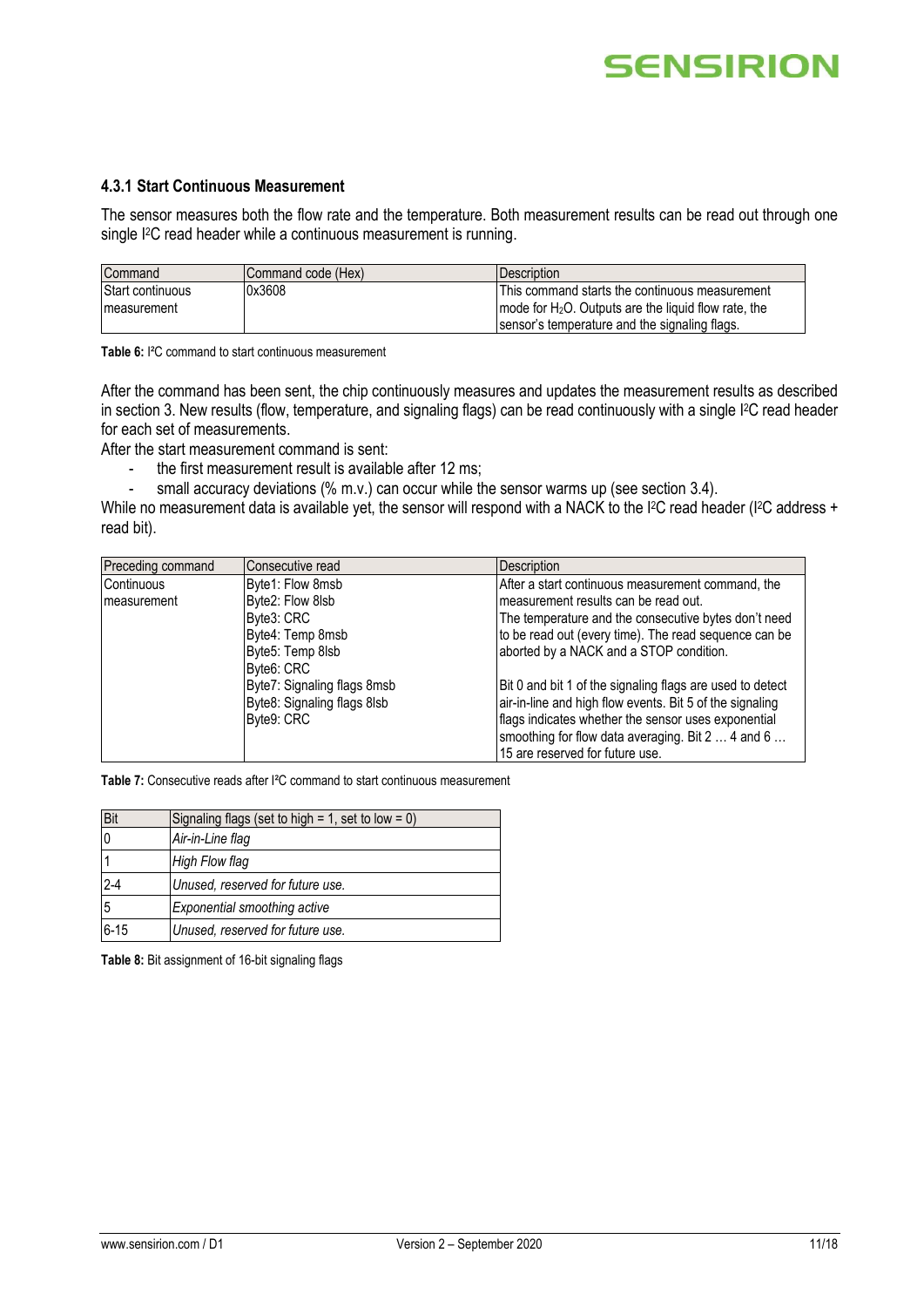### 4.3.1 Start Continuous Measurement

The sensor measures both the flow rate and the temperature. Both measurement results can be read out through one single I²C read header while a continuous measurement is running.

| Command | Command code (Hex) | Description |
| --- | --- | --- |
| Start continuous measurement | 0x3608 | This command starts the continuous measurement mode for $H_2O$. Outputs are the liquid flow rate, the sensor's temperature and the signaling flags. |

**Table 6:** I²C command to start continuous measurement

After the command has been sent, the chip continuously measures and updates the measurement results as described in section 3. New results (flow, temperature, and signaling flags) can be read continuously with a single I²C read header for each set of measurements.

After the start measurement command is sent:

- the first measurement result is available after 12 ms;
- small accuracy deviations (% m.v.) can occur while the sensor warms up (see section 3.4).

While no measurement data is available yet, the sensor will respond with a NACK to the I²C read header (I²C address + read bit).

| Preceding command | Consecutive read | Description |
| --- | --- | --- |
| Continuous measurement | Byte1: Flow 8msb<br>Byte2: Flow 8lsb<br>Byte3: CRC<br>Byte4: Temp 8msb<br>Byte5: Temp 8lsb<br>Byte6: CRC<br>Byte7: Signaling flags 8msb<br>Byte8: Signaling flags 8lsb<br>Byte9: CRC | After a start continuous measurement command, the measurement results can be read out.<br>The temperature and the consecutive bytes don't need to be read out (every time). The read sequence can be aborted by a NACK and a STOP condition.<br><br>Bit 0 and bit 1 of the signaling flags are used to detect air-in-line and high flow events. Bit 5 of the signaling flags indicates whether the sensor uses exponential smoothing for flow data averaging. Bit 2 … 4 and 6 … 15 are reserved for future use. |

**Table 7:** Consecutive reads after I²C command to start continuous measurement

| Bit | Signaling flags (set to high = 1, set to low = 0) |
| --- | --- |
| 0 | *Air-in-Line flag* |
| 1 | *High Flow flag* |
| 2-4 | *Unused, reserved for future use.* |
| 5 | *Exponential smoothing active* |
| 6-15 | *Unused, reserved for future use.* |

**Table 8:** Bit assignment of 16-bit signaling flags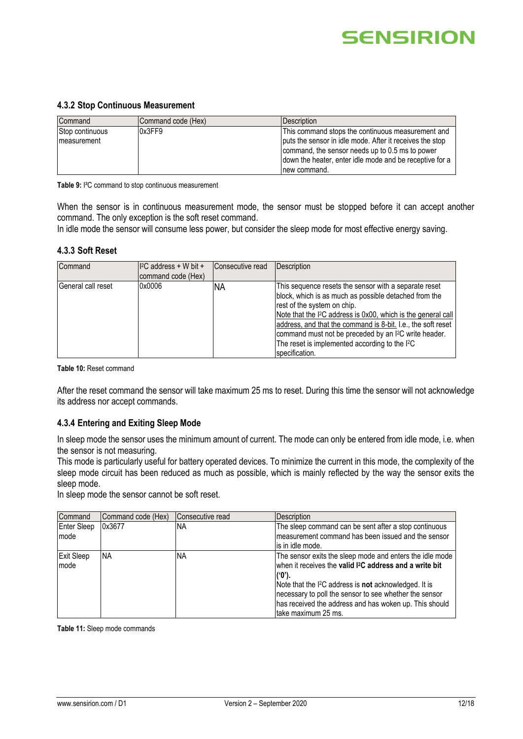### 4.3.2 Stop Continuous Measurement

| Command | Command code (Hex) | Description |
|---|---|---|
| Stop continuous measurement | 0x3FF9 | This command stops the continuous measurement and puts the sensor in idle mode. After it receives the stop command, the sensor needs up to 0.5 ms to power down the heater, enter idle mode and be receptive for a new command. |

**Table 9:** I²C command to stop continuous measurement

When the sensor is in continuous measurement mode, the sensor must be stopped before it can accept another command. The only exception is the soft reset command.
In idle mode the sensor will consume less power, but consider the sleep mode for most effective energy saving.

### 4.3.3 Soft Reset

| Command | I²C address + W bit + command code (Hex) | Consecutive read | Description |
|---|---|---|---|
| General call reset | 0x0006 | NA | This sequence resets the sensor with a separate reset block, which is as much as possible detached from the rest of the system on chip. Note that the I²C address is 0x00, which is the general call address, and that the command is 8-bit. I.e., the soft reset command must not be preceded by an I²C write header. The reset is implemented according to the I²C specification. |

**Table 10:** Reset command

After the reset command the sensor will take maximum 25 ms to reset. During this time the sensor will not acknowledge its address nor accept commands.

### 4.3.4 Entering and Exiting Sleep Mode

In sleep mode the sensor uses the minimum amount of current. The mode can only be entered from idle mode, i.e. when the sensor is not measuring.
This mode is particularly useful for battery operated devices. To minimize the current in this mode, the complexity of the sleep mode circuit has been reduced as much as possible, which is mainly reflected by the way the sensor exits the sleep mode.
In sleep mode the sensor cannot be soft reset.

| Command | Command code (Hex) | Consecutive read | Description |
|---|---|---|---|
| Enter Sleep mode | 0x3677 | NA | The sleep command can be sent after a stop continuous measurement command has been issued and the sensor is in idle mode. |
| Exit Sleep mode | NA | NA | The sensor exits the sleep mode and enters the idle mode when it receives the **valid I²C address and a write bit ('0')**. Note that the I²C address is **not** acknowledged. It is necessary to poll the sensor to see whether the sensor has received the address and has woken up. This should take maximum 25 ms. |

**Table 11:** Sleep mode commands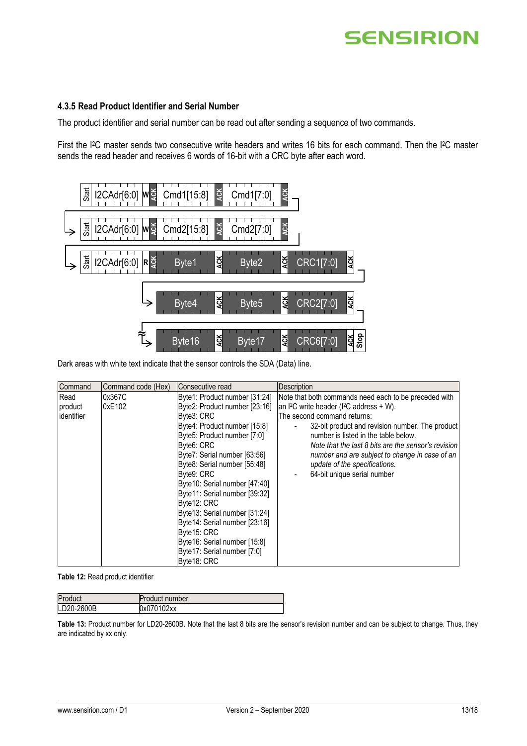### 4.3.5 Read Product Identifier and Serial Number

The product identifier and serial number can be read out after sending a sequence of two commands.

First the I²C master sends two consecutive write headers and writes 16 bits for each command. Then the I²C master sends the read header and receives 6 words of 16-bit with a CRC byte after each word.

Dark areas with white text indicate that the sensor controls the SDA (Data) line.

| Command | Command code (Hex) | Consecutive read | Description |
|---|---|---|---|
| Read product identifier | 0x367C<br>0xE102 | Byte1: Product number [31:24]<br>Byte2: Product number [23:16]<br>Byte3: CRC<br>Byte4: Product number [15:8]<br>Byte5: Product number [7:0]<br>Byte6: CRC<br>Byte7: Serial number [63:56]<br>Byte8: Serial number [55:48]<br>Byte9: CRC<br>Byte10: Serial number [47:40]<br>Byte11: Serial number [39:32]<br>Byte12: CRC<br>Byte13: Serial number [31:24]<br>Byte14: Serial number [23:16]<br>Byte15: CRC<br>Byte16: Serial number [15:8]<br>Byte17: Serial number [7:0]<br>Byte18: CRC | Note that both commands need each to be preceded with an I²C write header (I²C address + W).<br>The second command returns:<br>- 32-bit product and revision number. The product number is listed in the table below. *Note that the last 8 bits are the sensor's revision number and are subject to change in case of an update of the specifications.*<br>- 64-bit unique serial number |

**Table 12:** Read product identifier

| Product | Product number |
|---|---|
| LD20-2600B | 0x070102xx |

**Table 13:** Product number for LD20-2600B. Note that the last 8 bits are the sensor's revision number and can be subject to change. Thus, they are indicated by xx only.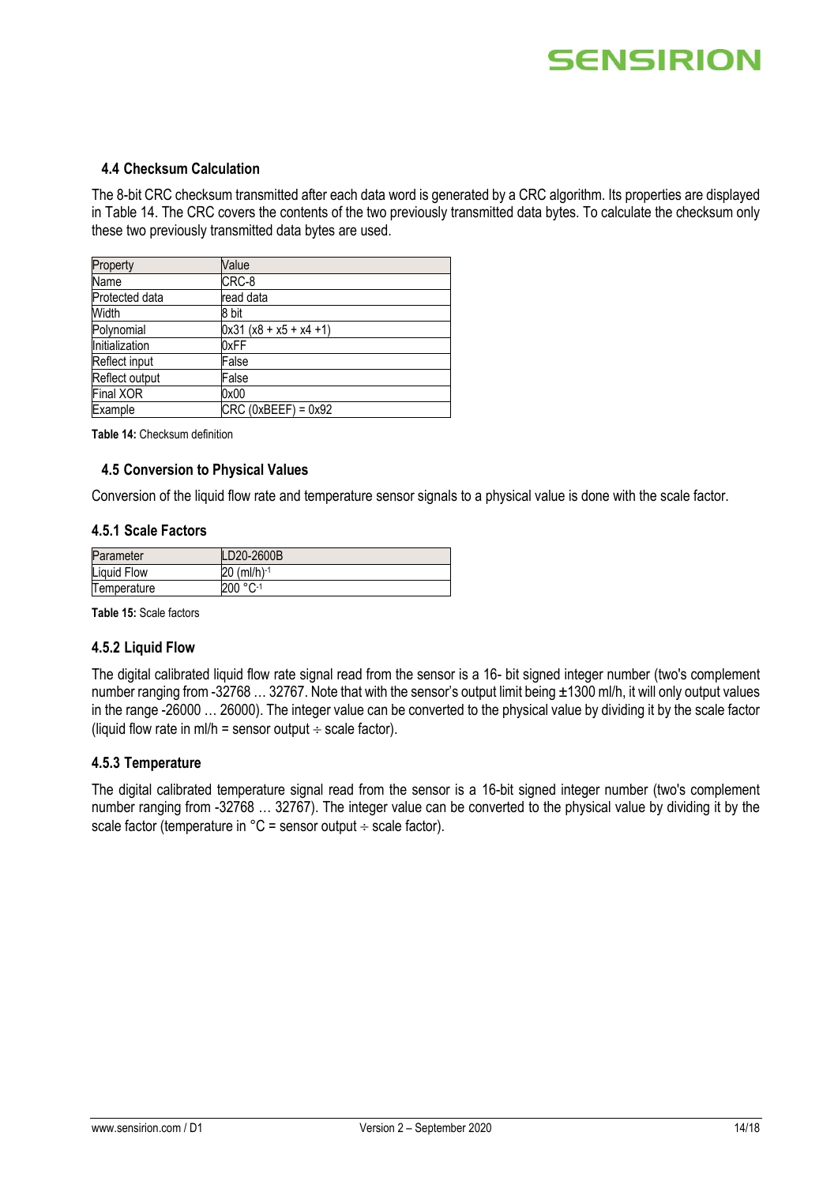### 4.4 Checksum Calculation

The 8-bit CRC checksum transmitted after each data word is generated by a CRC algorithm. Its properties are displayed in Table 14. The CRC covers the contents of the two previously transmitted data bytes. To calculate the checksum only these two previously transmitted data bytes are used.

| Property | Value |
|---|---|
| Name | CRC-8 |
| Protected data | read data |
| Width | 8 bit |
| Polynomial | 0x31 ($x^8 + x^5 + x^4 + 1$) |
| Initialization | 0xFF |
| Reflect input | False |
| Reflect output | False |
| Final XOR | 0x00 |
| Example | CRC (0xBEEF) = 0x92 |

**Table 14:** Checksum definition

### 4.5 Conversion to Physical Values

Conversion of the liquid flow rate and temperature sensor signals to a physical value is done with the scale factor.

#### 4.5.1 Scale Factors

| Parameter | LD20-2600B |
|---|---|
| Liquid Flow | 20 $(ml/h)^{-1}$ |
| Temperature | 200 $°C^{-1}$ |

**Table 15:** Scale factors

#### 4.5.2 Liquid Flow

The digital calibrated liquid flow rate signal read from the sensor is a 16- bit signed integer number (two's complement number ranging from -32768 … 32767. Note that with the sensor's output limit being ±1300 ml/h, it will only output values in the range -26000 … 26000). The integer value can be converted to the physical value by dividing it by the scale factor (liquid flow rate in ml/h = sensor output ÷ scale factor).

#### 4.5.3 Temperature

The digital calibrated temperature signal read from the sensor is a 16-bit signed integer number (two's complement number ranging from -32768 … 32767). The integer value can be converted to the physical value by dividing it by the scale factor (temperature in °C = sensor output ÷ scale factor).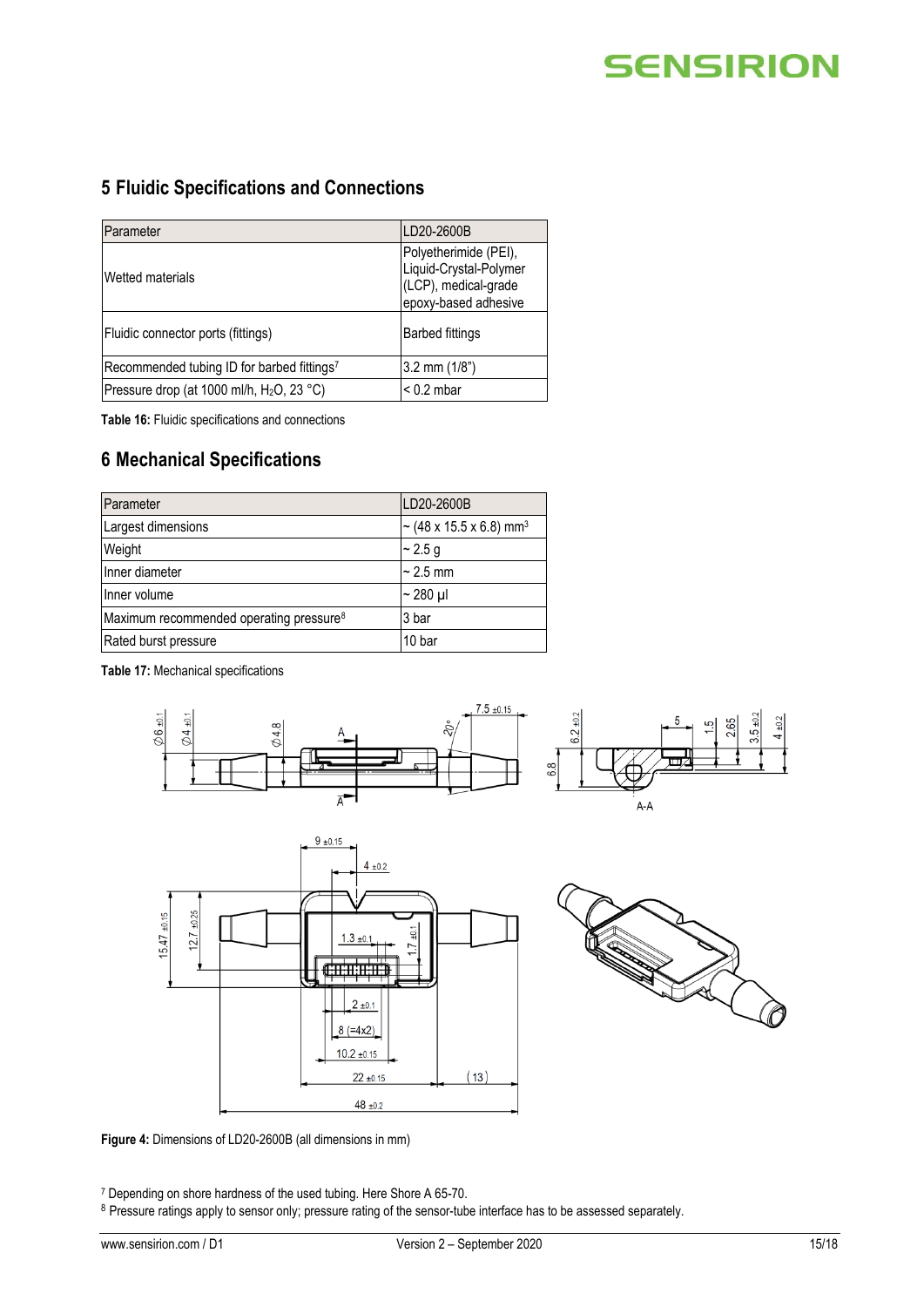## 5 Fluidic Specifications and Connections

| Parameter | LD20-2600B |
| --- | --- |
| Wetted materials | Polyetherimide (PEI), Liquid-Crystal-Polymer (LCP), medical-grade epoxy-based adhesive |
| Fluidic connector ports (fittings) | Barbed fittings |
| Recommended tubing ID for barbed fittings[7] | 3.2 mm (1/8") |
| Pressure drop (at 1000 ml/h, $H_2O$, 23 °C) | < 0.2 mbar |

**Table 16:** Fluidic specifications and connections

## 6 Mechanical Specifications

| Parameter | LD20-2600B |
| --- | --- |
| Largest dimensions | ~ (48 x 15.5 x 6.8) $mm^3$ |
| Weight | ~ 2.5 g |
| Inner diameter | ~ 2.5 mm |
| Inner volume | ~ 280 µl |
| Maximum recommended operating pressure[8] | 3 bar |
| Rated burst pressure | 10 bar |

**Table 17:** Mechanical specifications

**Figure 4:** Dimensions of LD20-2600B (all dimensions in mm)

[7] Depending on shore hardness of the used tubing. Here Shore A 65-70.

[8] Pressure ratings apply to sensor only; pressure rating of the sensor-tube interface has to be assessed separately.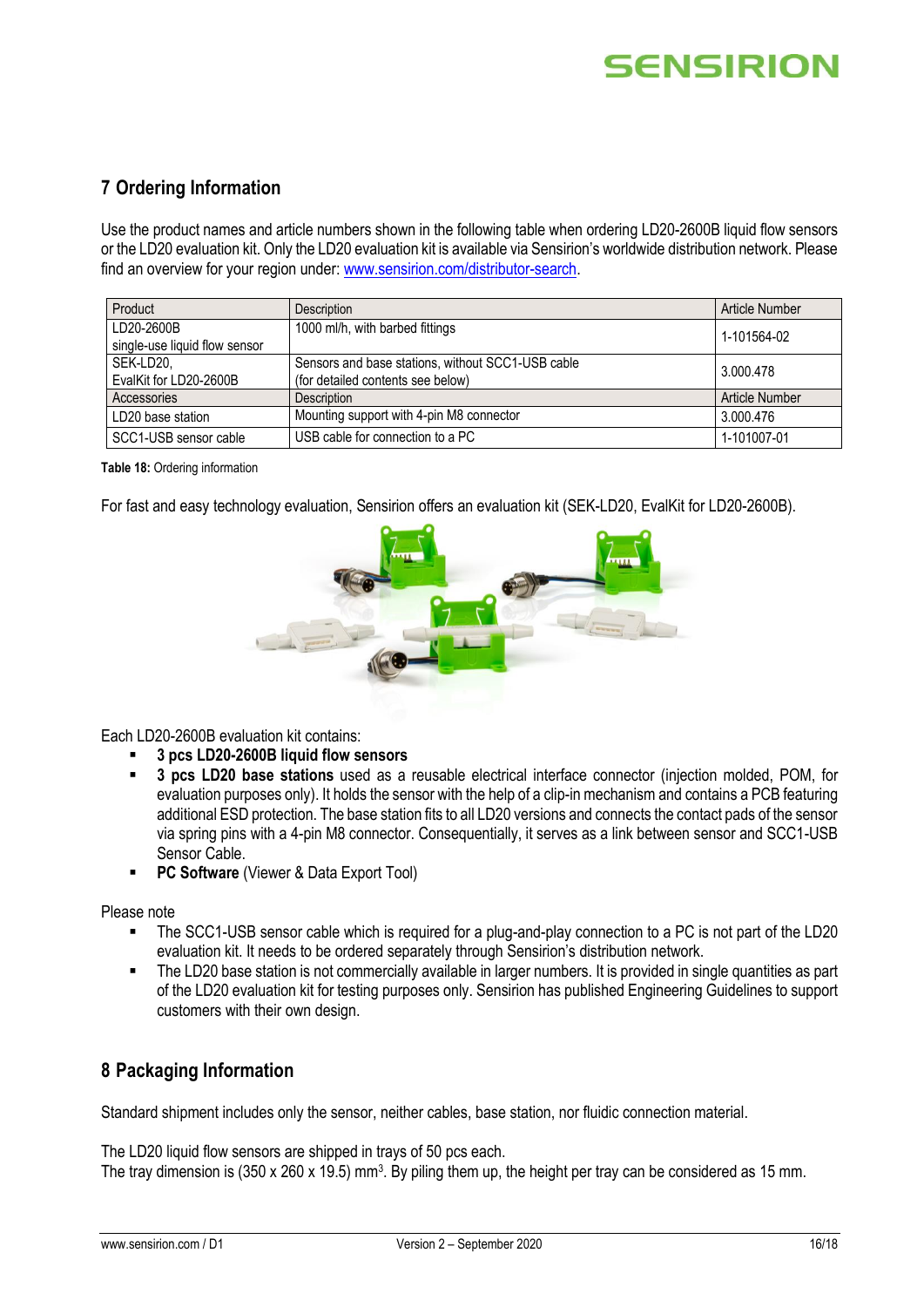## 7 Ordering Information

Use the product names and article numbers shown in the following table when ordering LD20-2600B liquid flow sensors or the LD20 evaluation kit. Only the LD20 evaluation kit is available via Sensirion's worldwide distribution network. Please find an overview for your region under: www.sensirion.com/distributor-search.

| Product | Description | Article Number |
|---|---|---|
| LD20-2600B<br>single-use liquid flow sensor | 1000 ml/h, with barbed fittings | 1-101564-02 |
| SEK-LD20,<br>EvalKit for LD20-2600B | Sensors and base stations, without SCC1-USB cable<br>(for detailed contents see below) | 3.000.478 |
| **Accessories** | **Description** | **Article Number** |
| LD20 base station | Mounting support with 4-pin M8 connector | 3.000.476 |
| SCC1-USB sensor cable | USB cable for connection to a PC | 1-101007-01 |

**Table 18:** Ordering information

For fast and easy technology evaluation, Sensirion offers an evaluation kit (SEK-LD20, EvalKit for LD20-2600B).

Each LD20-2600B evaluation kit contains:

- **3 pcs LD20-2600B liquid flow sensors**
- **3 pcs LD20 base stations** used as a reusable electrical interface connector (injection molded, POM, for evaluation purposes only). It holds the sensor with the help of a clip-in mechanism and contains a PCB featuring additional ESD protection. The base station fits to all LD20 versions and connects the contact pads of the sensor via spring pins with a 4-pin M8 connector. Consequentially, it serves as a link between sensor and SCC1-USB Sensor Cable.
- **PC Software** (Viewer & Data Export Tool)

Please note

- The SCC1-USB sensor cable which is required for a plug-and-play connection to a PC is not part of the LD20 evaluation kit. It needs to be ordered separately through Sensirion's distribution network.
- The LD20 base station is not commercially available in larger numbers. It is provided in single quantities as part of the LD20 evaluation kit for testing purposes only. Sensirion has published Engineering Guidelines to support customers with their own design.

## 8 Packaging Information

Standard shipment includes only the sensor, neither cables, base station, nor fluidic connection material.

The LD20 liquid flow sensors are shipped in trays of 50 pcs each.
The tray dimension is (350 x 260 x 19.5) mm$^3$. By piling them up, the height per tray can be considered as 15 mm.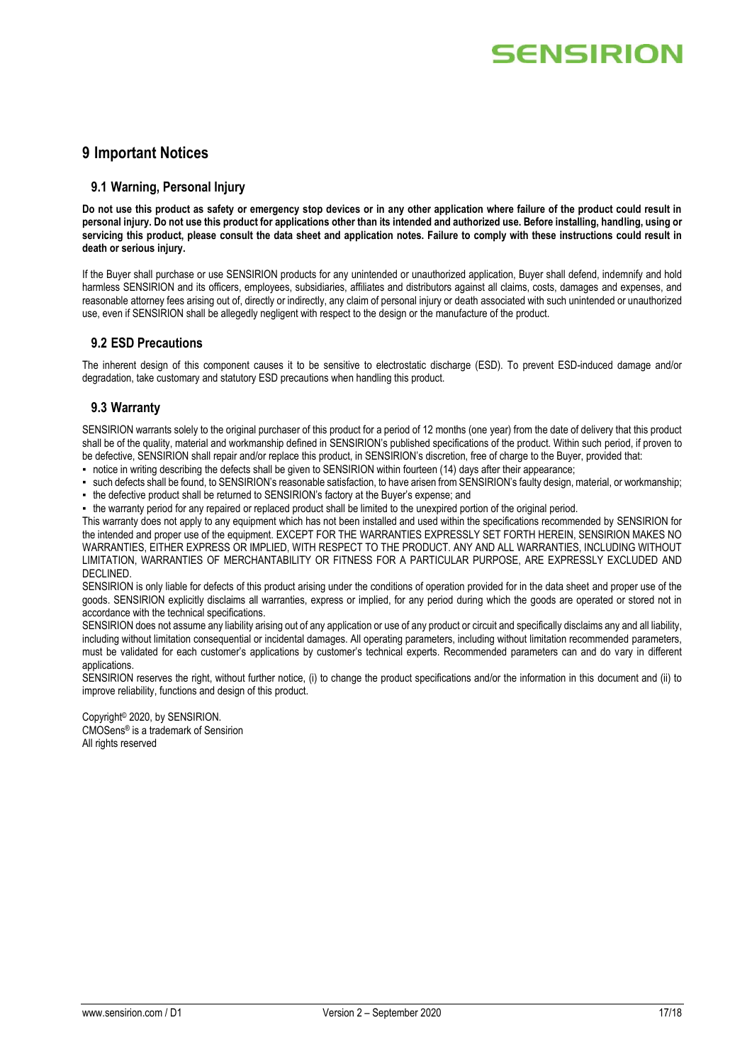# 9 Important Notices

## 9.1 Warning, Personal Injury

**Do not use this product as safety or emergency stop devices or in any other application where failure of the product could result in personal injury. Do not use this product for applications other than its intended and authorized use. Before installing, handling, using or servicing this product, please consult the data sheet and application notes. Failure to comply with these instructions could result in death or serious injury.**

If the Buyer shall purchase or use SENSIRION products for any unintended or unauthorized application, Buyer shall defend, indemnify and hold harmless SENSIRION and its officers, employees, subsidiaries, affiliates and distributors against all claims, costs, damages and expenses, and reasonable attorney fees arising out of, directly or indirectly, any claim of personal injury or death associated with such unintended or unauthorized use, even if SENSIRION shall be allegedly negligent with respect to the design or the manufacture of the product.

## 9.2 ESD Precautions

The inherent design of this component causes it to be sensitive to electrostatic discharge (ESD). To prevent ESD-induced damage and/or degradation, take customary and statutory ESD precautions when handling this product.

## 9.3 Warranty

SENSIRION warrants solely to the original purchaser of this product for a period of 12 months (one year) from the date of delivery that this product shall be of the quality, material and workmanship defined in SENSIRION's published specifications of the product. Within such period, if proven to be defective, SENSIRION shall repair and/or replace this product, in SENSIRION's discretion, free of charge to the Buyer, provided that:

- notice in writing describing the defects shall be given to SENSIRION within fourteen (14) days after their appearance;
- such defects shall be found, to SENSIRION's reasonable satisfaction, to have arisen from SENSIRION's faulty design, material, or workmanship;
- the defective product shall be returned to SENSIRION's factory at the Buyer's expense; and
- the warranty period for any repaired or replaced product shall be limited to the unexpired portion of the original period.

This warranty does not apply to any equipment which has not been installed and used within the specifications recommended by SENSIRION for the intended and proper use of the equipment. EXCEPT FOR THE WARRANTIES EXPRESSLY SET FORTH HEREIN, SENSIRION MAKES NO WARRANTIES, EITHER EXPRESS OR IMPLIED, WITH RESPECT TO THE PRODUCT. ANY AND ALL WARRANTIES, INCLUDING WITHOUT LIMITATION, WARRANTIES OF MERCHANTABILITY OR FITNESS FOR A PARTICULAR PURPOSE, ARE EXPRESSLY EXCLUDED AND DECLINED.

SENSIRION is only liable for defects of this product arising under the conditions of operation provided for in the data sheet and proper use of the goods. SENSIRION explicitly disclaims all warranties, express or implied, for any period during which the goods are operated or stored not in accordance with the technical specifications.

SENSIRION does not assume any liability arising out of any application or use of any product or circuit and specifically disclaims any and all liability, including without limitation consequential or incidental damages. All operating parameters, including without limitation recommended parameters, must be validated for each customer's applications by customer's technical experts. Recommended parameters can and do vary in different applications.

SENSIRION reserves the right, without further notice, (i) to change the product specifications and/or the information in this document and (ii) to improve reliability, functions and design of this product.

Copyright© 2020, by SENSIRION.
CMOSens® is a trademark of Sensirion
All rights reserved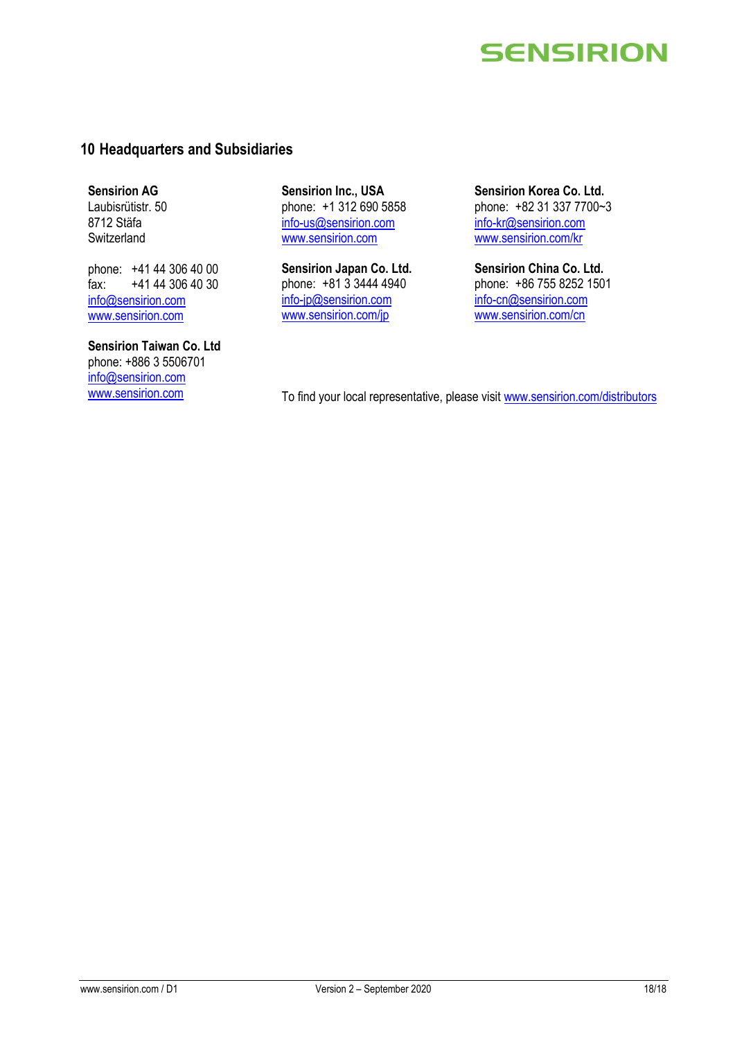## 10 Headquarters and Subsidiaries

**Sensirion AG**
Laubisrütistr. 50
8712 Stäfa
Switzerland

phone: +41 44 306 40 00
fax: +41 44 306 40 30
info@sensirion.com
www.sensirion.com

**Sensirion Taiwan Co. Ltd**
phone: +886 3 5506701
info@sensirion.com
www.sensirion.com

**Sensirion Inc., USA**
phone: +1 312 690 5858
info-us@sensirion.com
www.sensirion.com

**Sensirion Japan Co. Ltd.**
phone: +81 3 3444 4940
info-jp@sensirion.com
www.sensirion.com/jp

**Sensirion Korea Co. Ltd.**
phone: +82 31 337 7700~3
info-kr@sensirion.com
www.sensirion.com/kr

**Sensirion China Co. Ltd.**
phone: +86 755 8252 1501
info-cn@sensirion.com
www.sensirion.com/cn

To find your local representative, please visit www.sensirion.com/distributors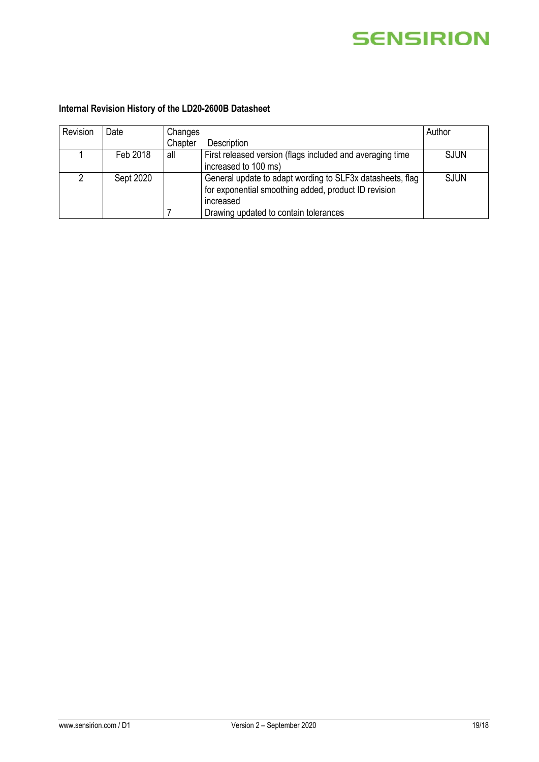**Internal Revision History of the LD20-2600B Datasheet**

| Revision | Date | Changes Chapter | Description | Author |
|---|---|---|---|---|
| 1 | Feb 2018 | all | First released version (flags included and averaging time increased to 100 ms) | SJUN |
| 2 | Sept 2020 | | General update to adapt wording to SLF3x datasheets, flag for exponential smoothing added, product ID revision increased | SJUN |
| | | 7 | Drawing updated to contain tolerances | |